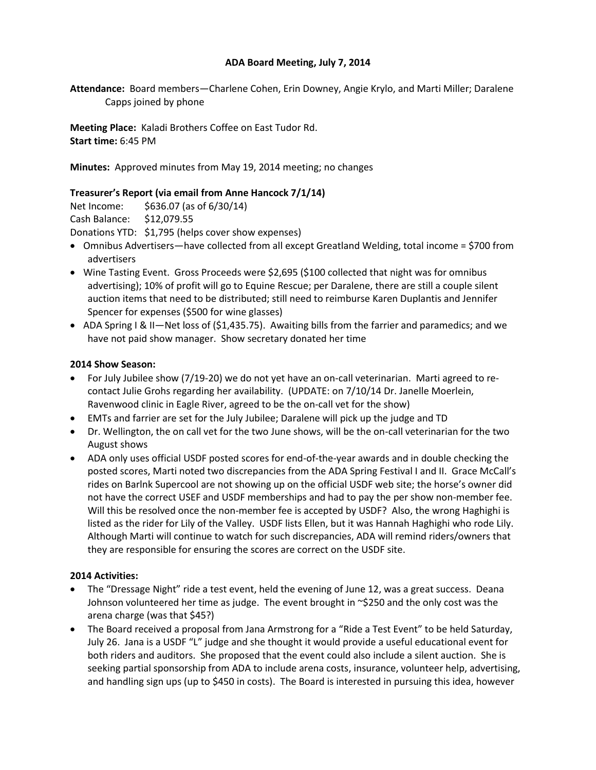# ADA Board Meeting, July 7, 2014

**Attendance:** Board members—Charlene Cohen, Erin Downey, Angie Krylo, and Marti Miller; Daralene Capps joined by phone

**Meeting Place:** Kaladi Brothers Coffee on East Tudor Rd.
**Start time:** 6:45 PM

**Minutes:** Approved minutes from May 19, 2014 meeting; no changes

**Treasurer's Report (via email from Anne Hancock 7/1/14)**

Net Income: $636.07 (as of 6/30/14)
Cash Balance: $12,079.55
Donations YTD: $1,795 (helps cover show expenses)

- Omnibus Advertisers—have collected from all except Greatland Welding, total income = $700 from advertisers
- Wine Tasting Event. Gross Proceeds were $2,695 ($100 collected that night was for omnibus advertising); 10% of profit will go to Equine Rescue; per Daralene, there are still a couple silent auction items that need to be distributed; still need to reimburse Karen Duplantis and Jennifer Spencer for expenses ($500 for wine glasses)
- ADA Spring I & II—Net loss of ($1,435.75). Awaiting bills from the farrier and paramedics; and we have not paid show manager. Show secretary donated her time

**2014 Show Season:**

- For July Jubilee show (7/19-20) we do not yet have an on-call veterinarian. Marti agreed to re-contact Julie Grohs regarding her availability. (UPDATE: on 7/10/14 Dr. Janelle Moerlein, Ravenwood clinic in Eagle River, agreed to be the on-call vet for the show)
- EMTs and farrier are set for the July Jubilee; Daralene will pick up the judge and TD
- Dr. Wellington, the on call vet for the two June shows, will be the on-call veterinarian for the two August shows
- ADA only uses official USDF posted scores for end-of-the-year awards and in double checking the posted scores, Marti noted two discrepancies from the ADA Spring Festival I and II. Grace McCall's rides on Barlnk Supercool are not showing up on the official USDF web site; the horse's owner did not have the correct USEF and USDF memberships and had to pay the per show non-member fee. Will this be resolved once the non-member fee is accepted by USDF? Also, the wrong Haghighi is listed as the rider for Lily of the Valley. USDF lists Ellen, but it was Hannah Haghighi who rode Lily. Although Marti will continue to watch for such discrepancies, ADA will remind riders/owners that they are responsible for ensuring the scores are correct on the USDF site.

**2014 Activities:**

- The "Dressage Night" ride a test event, held the evening of June 12, was a great success. Deana Johnson volunteered her time as judge. The event brought in ~$250 and the only cost was the arena charge (was that $45?)
- The Board received a proposal from Jana Armstrong for a "Ride a Test Event" to be held Saturday, July 26. Jana is a USDF "L" judge and she thought it would provide a useful educational event for both riders and auditors. She proposed that the event could also include a silent auction. She is seeking partial sponsorship from ADA to include arena costs, insurance, volunteer help, advertising, and handling sign ups (up to $450 in costs). The Board is interested in pursuing this idea, however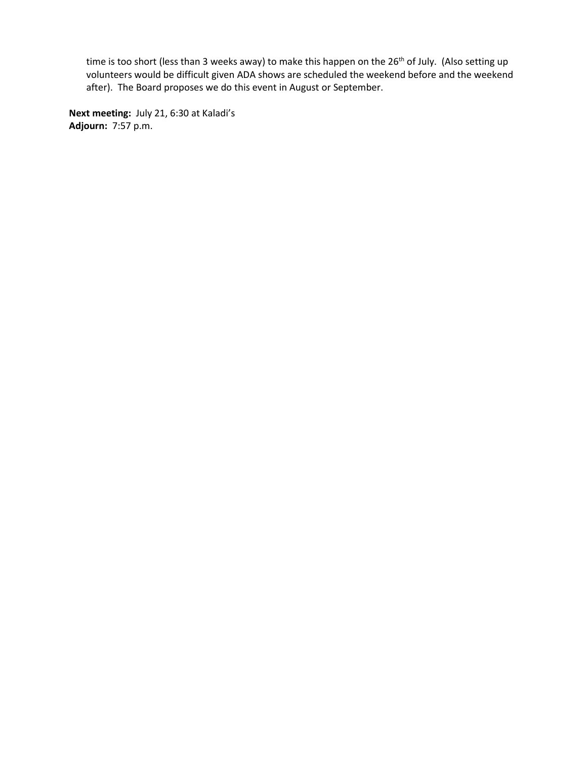time is too short (less than 3 weeks away) to make this happen on the 26th of July. (Also setting up volunteers would be difficult given ADA shows are scheduled the weekend before and the weekend after). The Board proposes we do this event in August or September.

**Next meeting:** July 21, 6:30 at Kaladi's
**Adjourn:** 7:57 p.m.